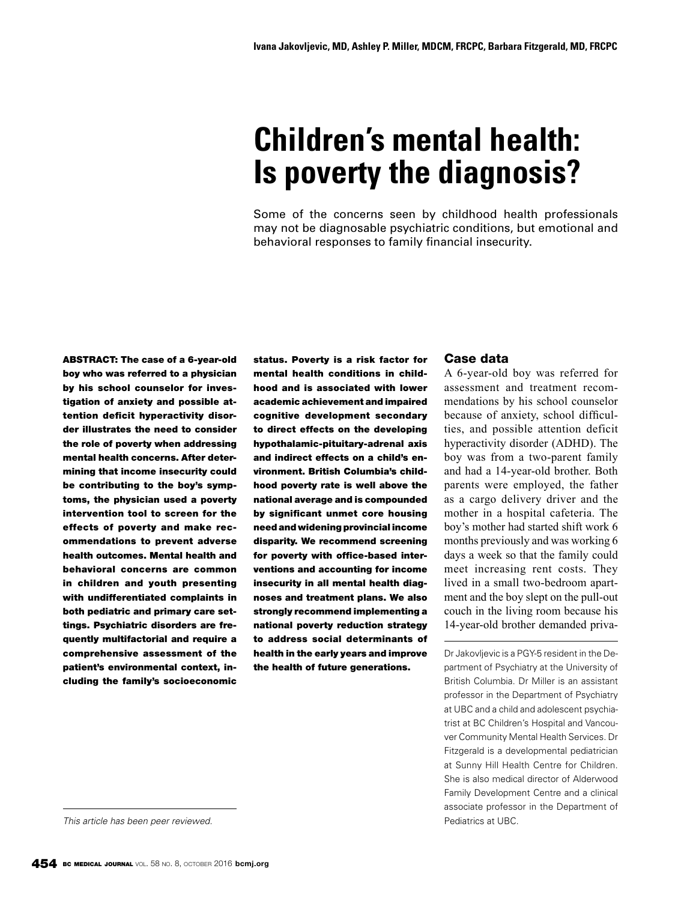Ivana Jakovljevic, MD, Ashley P. Miller, MDCM, FRCPC, Barbara Fitzgerald, MD, FRCPC

# Children's mental health: Is poverty the diagnosis?

Some of the concerns seen by childhood health professionals may not be diagnosable psychiatric conditions, but emotional and behavioral responses to family financial insecurity.

**ABSTRACT: The case of a 6-year-old boy who was referred to a physician by his school counselor for investigation of anxiety and possible attention deficit hyperactivity disorder illustrates the need to consider the role of poverty when addressing mental health concerns. After determining that income insecurity could be contributing to the boy's symptoms, the physician used a poverty intervention tool to screen for the effects of poverty and make recommendations to prevent adverse health outcomes. Mental health and behavioral concerns are common in children and youth presenting with undifferentiated complaints in both pediatric and primary care settings. Psychiatric disorders are frequently multifactorial and require a comprehensive assessment of the patient's environmental context, including the family's socioeconomic status. Poverty is a risk factor for mental health conditions in childhood and is associated with lower academic achievement and impaired cognitive development secondary to direct effects on the developing hypothalamic-pituitary-adrenal axis and indirect effects on a child's environment. British Columbia's childhood poverty rate is well above the national average and is compounded by significant unmet core housing need and widening provincial income disparity. We recommend screening for poverty with office-based interventions and accounting for income insecurity in all mental health diagnoses and treatment plans. We also strongly recommend implementing a national poverty reduction strategy to address social determinants of health in the early years and improve the health of future generations.**

*This article has been peer reviewed.*

## Case data

A 6-year-old boy was referred for assessment and treatment recommendations by his school counselor because of anxiety, school difficulties, and possible attention deficit hyperactivity disorder (ADHD). The boy was from a two-parent family and had a 14-year-old brother. Both parents were employed, the father as a cargo delivery driver and the mother in a hospital cafeteria. The boy's mother had started shift work 6 months previously and was working 6 days a week so that the family could meet increasing rent costs. They lived in a small two-bedroom apartment and the boy slept on the pull-out couch in the living room because his 14-year-old brother demanded priva-

Dr Jakovljevic is a PGY-5 resident in the Department of Psychiatry at the University of British Columbia. Dr Miller is an assistant professor in the Department of Psychiatry at UBC and a child and adolescent psychiatrist at BC Children's Hospital and Vancouver Community Mental Health Services. Dr Fitzgerald is a developmental pediatrician at Sunny Hill Health Centre for Children. She is also medical director of Alderwood Family Development Centre and a clinical associate professor in the Department of Pediatrics at UBC.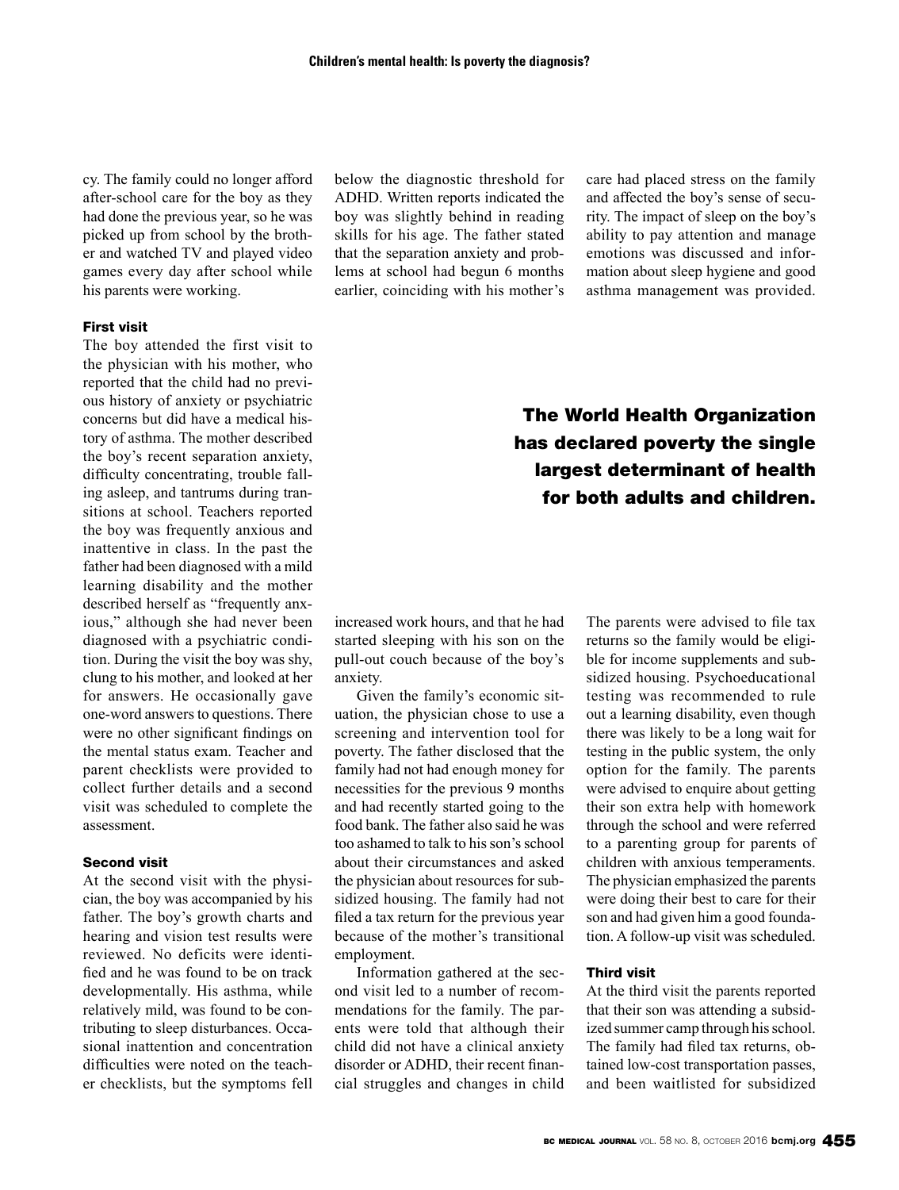cy. The family could no longer afford after-school care for the boy as they had done the previous year, so he was picked up from school by the brother and watched TV and played video games every day after school while his parents were working.

#### First visit

The boy attended the first visit to the physician with his mother, who reported that the child had no previous history of anxiety or psychiatric concerns but did have a medical history of asthma. The mother described the boy's recent separation anxiety, difficulty concentrating, trouble falling asleep, and tantrums during transitions at school. Teachers reported the boy was frequently anxious and inattentive in class. In the past the father had been diagnosed with a mild learning disability and the mother described herself as "frequently anxious," although she had never been diagnosed with a psychiatric condition. During the visit the boy was shy, clung to his mother, and looked at her for answers. He occasionally gave one-word answers to questions. There were no other significant findings on the mental status exam. Teacher and parent checklists were provided to collect further details and a second visit was scheduled to complete the assessment.

#### Second visit

At the second visit with the physician, the boy was accompanied by his father. The boy's growth charts and hearing and vision test results were reviewed. No deficits were identified and he was found to be on track developmentally. His asthma, while relatively mild, was found to be contributing to sleep disturbances. Occasional inattention and concentration difficulties were noted on the teacher checklists, but the symptoms fell below the diagnostic threshold for ADHD. Written reports indicated the boy was slightly behind in reading skills for his age. The father stated that the separation anxiety and problems at school had begun 6 months earlier, coinciding with his mother's increased work hours, and that he had started sleeping with his son on the pull-out couch because of the boy's anxiety.

Given the family's economic situation, the physician chose to use a screening and intervention tool for poverty. The father disclosed that the family had not had enough money for necessities for the previous 9 months and had recently started going to the food bank. The father also said he was too ashamed to talk to his son's school about their circumstances and asked the physician about resources for subsidized housing. The family had not filed a tax return for the previous year because of the mother's transitional employment.

Information gathered at the second visit led to a number of recommendations for the family. The parents were told that although their child did not have a clinical anxiety disorder or ADHD, their recent financial struggles and changes in child care had placed stress on the family and affected the boy's sense of security. The impact of sleep on the boy's ability to pay attention and manage emotions was discussed and information about sleep hygiene and good asthma management was provided. The parents were advised to file tax returns so the family would be eligible for income supplements and subsidized housing. Psychoeducational testing was recommended to rule out a learning disability, even though there was likely to be a long wait for testing in the public system, the only option for the family. The parents were advised to enquire about getting their son extra help with homework through the school and were referred to a parenting group for parents of children with anxious temperaments. The physician emphasized the parents were doing their best to care for their son and had given him a good foundation. A follow-up visit was scheduled.

**The World Health Organization has declared poverty the single largest determinant of health for both adults and children.**

#### Third visit

At the third visit the parents reported that their son was attending a subsidized summer camp through his school. The family had filed tax returns, obtained low-cost transportation passes, and been waitlisted for subsidized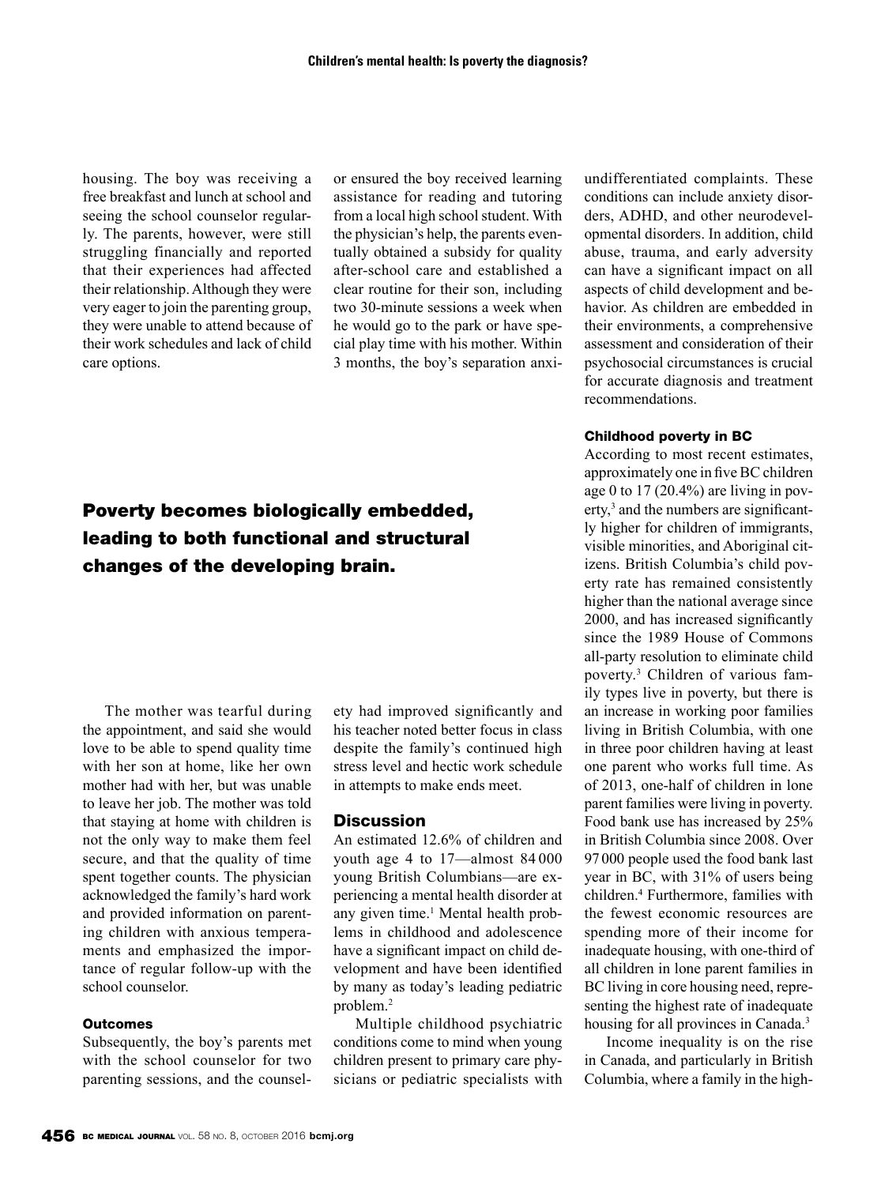housing. The boy was receiving a free breakfast and lunch at school and seeing the school counselor regularly. The parents, however, were still struggling financially and reported that their experiences had affected their relationship. Although they were very eager to join the parenting group, they were unable to attend because of their work schedules and lack of child care options.

**Poverty becomes biologically embedded, leading to both functional and structural changes of the developing brain.**

The mother was tearful during the appointment, and said she would love to be able to spend quality time with her son at home, like her own mother had with her, but was unable to leave her job. The mother was told that staying at home with children is not the only way to make them feel secure, and that the quality of time spent together counts. The physician acknowledged the family's hard work and provided information on parenting children with anxious temperaments and emphasized the importance of regular follow-up with the school counselor.

### Outcomes

Subsequently, the boy's parents met with the school counselor for two parenting sessions, and the counselor ensured the boy received learning assistance for reading and tutoring from a local high school student. With the physician's help, the parents eventually obtained a subsidy for quality after-school care and established a clear routine for their son, including two 30-minute sessions a week when he would go to the park or have special play time with his mother. Within 3 months, the boy's separation anxiety had improved significantly and his teacher noted better focus in class despite the family's continued high stress level and hectic work schedule in attempts to make ends meet.

## Discussion

An estimated 12.6% of children and youth age 4 to 17—almost 84 000 young British Columbians—are experiencing a mental health disorder at any given time.[1] Mental health problems in childhood and adolescence have a significant impact on child development and have been identified by many as today's leading pediatric problem.[2]

Multiple childhood psychiatric conditions come to mind when young children present to primary care physicians or pediatric specialists with undifferentiated complaints. These conditions can include anxiety disorders, ADHD, and other neurodevelopmental disorders. In addition, child abuse, trauma, and early adversity can have a significant impact on all aspects of child development and behavior. As children are embedded in their environments, a comprehensive assessment and consideration of their psychosocial circumstances is crucial for accurate diagnosis and treatment recommendations.

### Childhood poverty in BC

According to most recent estimates, approximately one in five BC children age 0 to 17 (20.4%) are living in poverty,[3] and the numbers are significantly higher for children of immigrants, visible minorities, and Aboriginal citizens. British Columbia's child poverty rate has remained consistently higher than the national average since 2000, and has increased significantly since the 1989 House of Commons all-party resolution to eliminate child poverty.[3] Children of various family types live in poverty, but there is an increase in working poor families living in British Columbia, with one in three poor children having at least one parent who works full time. As of 2013, one-half of children in lone parent families were living in poverty. Food bank use has increased by 25% in British Columbia since 2008. Over 97 000 people used the food bank last year in BC, with 31% of users being children.[4] Furthermore, families with the fewest economic resources are spending more of their income for inadequate housing, with one-third of all children in lone parent families in BC living in core housing need, representing the highest rate of inadequate housing for all provinces in Canada.[3]

Income inequality is on the rise in Canada, and particularly in British Columbia, where a family in the high-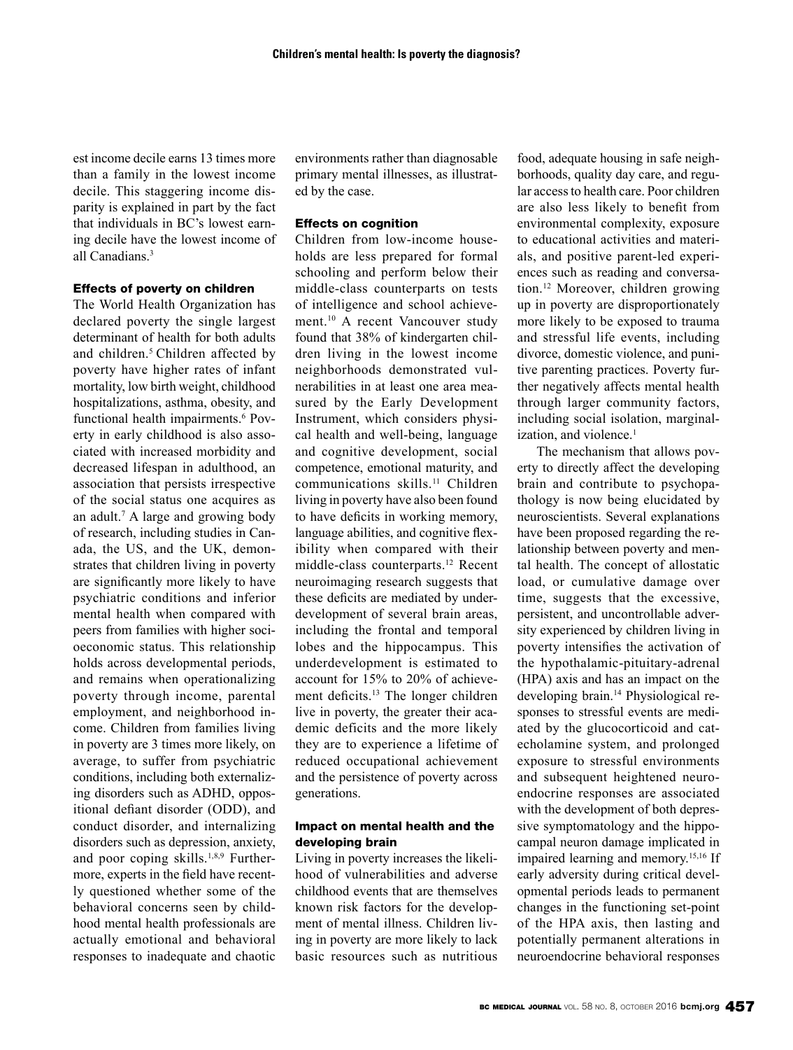est income decile earns 13 times more than a family in the lowest income decile. This staggering income disparity is explained in part by the fact that individuals in BC's lowest earning decile have the lowest income of all Canadians.[3]

#### Effects of poverty on children

The World Health Organization has declared poverty the single largest determinant of health for both adults and children.[5] Children affected by poverty have higher rates of infant mortality, low birth weight, childhood hospitalizations, asthma, obesity, and functional health impairments.[6] Poverty in early childhood is also associated with increased morbidity and decreased lifespan in adulthood, an association that persists irrespective of the social status one acquires as an adult.[7] A large and growing body of research, including studies in Canada, the US, and the UK, demonstrates that children living in poverty are significantly more likely to have psychiatric conditions and inferior mental health when compared with peers from families with higher socioeconomic status. This relationship holds across developmental periods, and remains when operationalizing poverty through income, parental employment, and neighborhood income. Children from families living in poverty are 3 times more likely, on average, to suffer from psychiatric conditions, including both externalizing disorders such as ADHD, oppositional defiant disorder (ODD), and conduct disorder, and internalizing disorders such as depression, anxiety, and poor coping skills.[1,8,9] Furthermore, experts in the field have recently questioned whether some of the behavioral concerns seen by childhood mental health professionals are actually emotional and behavioral responses to inadequate and chaotic environments rather than diagnosable primary mental illnesses, as illustrated by the case.

#### Effects on cognition

Children from low-income households are less prepared for formal schooling and perform below their middle-class counterparts on tests of intelligence and school achievement.[10] A recent Vancouver study found that 38% of kindergarten children living in the lowest income neighborhoods demonstrated vulnerabilities in at least one area measured by the Early Development Instrument, which considers physical health and well-being, language and cognitive development, social competence, emotional maturity, and communications skills.[11] Children living in poverty have also been found to have deficits in working memory, language abilities, and cognitive flexibility when compared with their middle-class counterparts.[12] Recent neuroimaging research suggests that these deficits are mediated by underdevelopment of several brain areas, including the frontal and temporal lobes and the hippocampus. This underdevelopment is estimated to account for 15% to 20% of achievement deficits.[13] The longer children live in poverty, the greater their academic deficits and the more likely they are to experience a lifetime of reduced occupational achievement and the persistence of poverty across generations.

#### Impact on mental health and the developing brain

Living in poverty increases the likelihood of vulnerabilities and adverse childhood events that are themselves known risk factors for the development of mental illness. Children living in poverty are more likely to lack basic resources such as nutritious food, adequate housing in safe neighborhoods, quality day care, and regular access to health care. Poor children are also less likely to benefit from environmental complexity, exposure to educational activities and materials, and positive parent-led experiences such as reading and conversation.[12] Moreover, children growing up in poverty are disproportionately more likely to be exposed to trauma and stressful life events, including divorce, domestic violence, and punitive parenting practices. Poverty further negatively affects mental health through larger community factors, including social isolation, marginalization, and violence.[1]

The mechanism that allows poverty to directly affect the developing brain and contribute to psychopathology is now being elucidated by neuroscientists. Several explanations have been proposed regarding the relationship between poverty and mental health. The concept of allostatic load, or cumulative damage over time, suggests that the excessive, persistent, and uncontrollable adversity experienced by children living in poverty intensifies the activation of the hypothalamic-pituitary-adrenal (HPA) axis and has an impact on the developing brain.[14] Physiological responses to stressful events are mediated by the glucocorticoid and catecholamine system, and prolonged exposure to stressful environments and subsequent heightened neuroendocrine responses are associated with the development of both depressive symptomatology and the hippocampal neuron damage implicated in impaired learning and memory.[15,16] If early adversity during critical developmental periods leads to permanent changes in the functioning set-point of the HPA axis, then lasting and potentially permanent alterations in neuroendocrine behavioral responses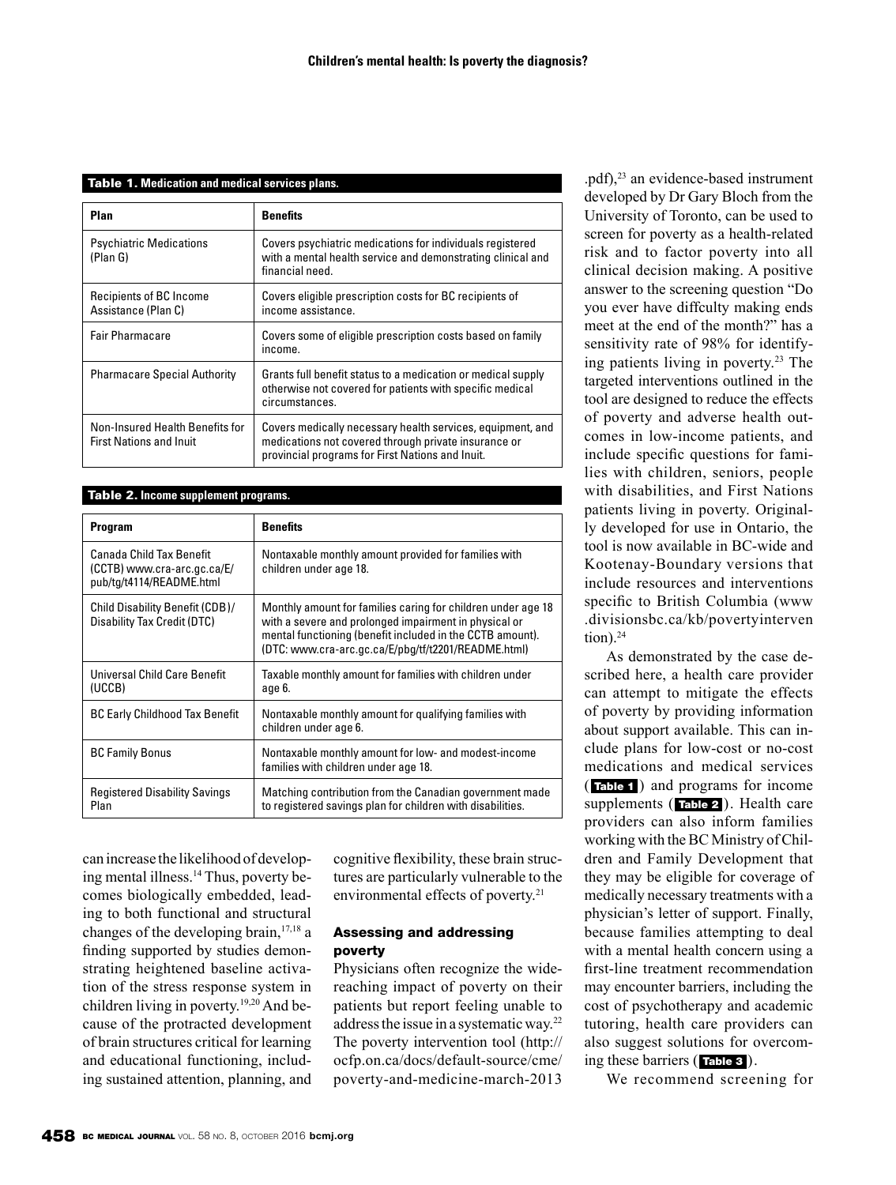**Table 1. Medication and medical services plans.**

| Plan | Benefits |
|---|---|
| Psychiatric Medications (Plan G) | Covers psychiatric medications for individuals registered with a mental health service and demonstrating clinical and financial need. |
| Recipients of BC Income Assistance (Plan C) | Covers eligible prescription costs for BC recipients of income assistance. |
| Fair Pharmacare | Covers some of eligible prescription costs based on family income. |
| Pharmacare Special Authority | Grants full benefit status to a medication or medical supply otherwise not covered for patients with specific medical circumstances. |
| Non-Insured Health Benefits for First Nations and Inuit | Covers medically necessary health services, equipment, and medications not covered through private insurance or provincial programs for First Nations and Inuit. |

**Table 2. Income supplement programs.**

| Program | Benefits |
|---|---|
| Canada Child Tax Benefit (CCTB) www.cra-arc.gc.ca/E/pub/tg/t4114/README.html | Nontaxable monthly amount provided for families with children under age 18. |
| Child Disability Benefit (CDB)/ Disability Tax Credit (DTC) | Monthly amount for families caring for children under age 18 with a severe and prolonged impairment in physical or mental functioning (benefit included in the CCTB amount). (DTC: www.cra-arc.gc.ca/E/pbg/tf/t2201/README.html) |
| Universal Child Care Benefit (UCCB) | Taxable monthly amount for families with children under age 6. |
| BC Early Childhood Tax Benefit | Nontaxable monthly amount for qualifying families with children under age 6. |
| BC Family Bonus | Nontaxable monthly amount for low- and modest-income families with children under age 18. |
| Registered Disability Savings Plan | Matching contribution from the Canadian government made to registered savings plan for children with disabilities. |

can increase the likelihood of developing mental illness.[14] Thus, poverty becomes biologically embedded, leading to both functional and structural changes of the developing brain,[17,18] a finding supported by studies demonstrating heightened baseline activation of the stress response system in children living in poverty.[19,20] And because of the protracted development of brain structures critical for learning and educational functioning, including sustained attention, planning, and cognitive flexibility, these brain structures are particularly vulnerable to the environmental effects of poverty.[21]

## Assessing and addressing poverty

Physicians often recognize the wide-reaching impact of poverty on their patients but report feeling unable to address the issue in a systematic way.[22] The poverty intervention tool (http://ocfp.on.ca/docs/default-source/cme/poverty-and-medicine-march-2013.pdf),[23] an evidence-based instrument developed by Dr Gary Bloch from the University of Toronto, can be used to screen for poverty as a health-related risk and to factor poverty into all clinical decision making. A positive answer to the screening question "Do you ever have diffculty making ends meet at the end of the month?" has a sensitivity rate of 98% for identifying patients living in poverty.[23] The targeted interventions outlined in the tool are designed to reduce the effects of poverty and adverse health outcomes in low-income patients, and include specific questions for families with children, seniors, people with disabilities, and First Nations patients living in poverty. Originally developed for use in Ontario, the tool is now available in BC-wide and Kootenay-Boundary versions that include resources and interventions specific to British Columbia (www.divisionsbc.ca/kb/povertyintervention).[24]

As demonstrated by the case described here, a health care provider can attempt to mitigate the effects of poverty by providing information about support available. This can include plans for low-cost or no-cost medications and medical services (Table 1) and programs for income supplements (Table 2). Health care providers can also inform families working with the BC Ministry of Children and Family Development that they may be eligible for coverage of medically necessary treatments with a physician's letter of support. Finally, because families attempting to deal with a mental health concern using a first-line treatment recommendation may encounter barriers, including the cost of psychotherapy and academic tutoring, health care providers can also suggest solutions for overcoming these barriers (Table 3).

We recommend screening for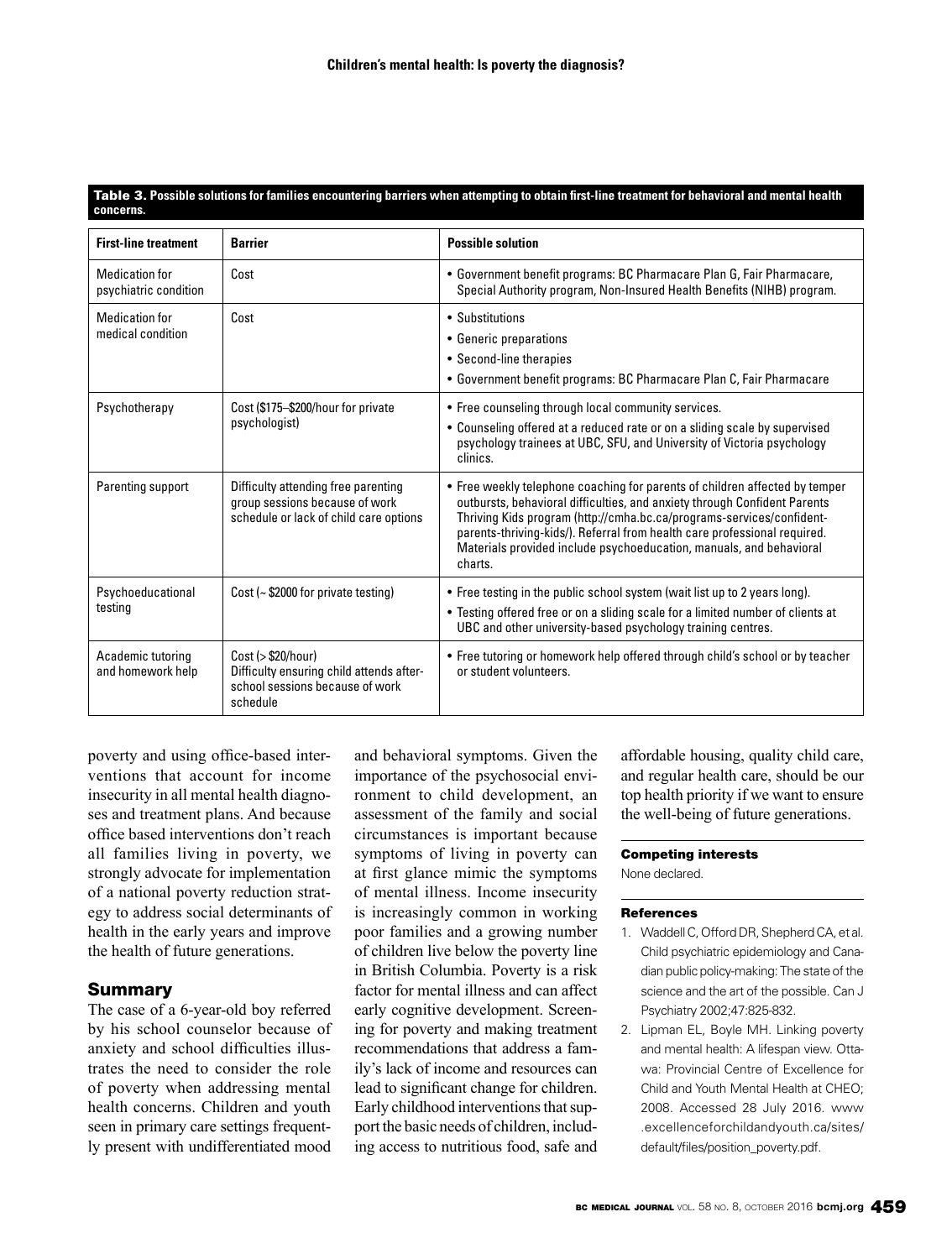**Table 3. Possible solutions for families encountering barriers when attempting to obtain first-line treatment for behavioral and mental health concerns.**

| First-line treatment | Barrier | Possible solution |
| --- | --- | --- |
| Medication for psychiatric condition | Cost | • Government benefit programs: BC Pharmacare Plan G, Fair Pharmacare, Special Authority program, Non-Insured Health Benefits (NIHB) program. |
| Medication for medical condition | Cost | • Substitutions<br>• Generic preparations<br>• Second-line therapies<br>• Government benefit programs: BC Pharmacare Plan C, Fair Pharmacare |
| Psychotherapy | Cost ($175–$200/hour for private psychologist) | • Free counseling through local community services.<br>• Counseling offered at a reduced rate or on a sliding scale by supervised psychology trainees at UBC, SFU, and University of Victoria psychology clinics. |
| Parenting support | Difficulty attending free parenting group sessions because of work schedule or lack of child care options | • Free weekly telephone coaching for parents of children affected by temper outbursts, behavioral difficulties, and anxiety through Confident Parents Thriving Kids program (http://cmha.bc.ca/programs-services/confident-parents-thriving-kids/). Referral from health care professional required. Materials provided include psychoeducation, manuals, and behavioral charts. |
| Psychoeducational testing | Cost (~ $2000 for private testing) | • Free testing in the public school system (wait list up to 2 years long).<br>• Testing offered free or on a sliding scale for a limited number of clients at UBC and other university-based psychology training centres. |
| Academic tutoring and homework help | Cost (> $20/hour)<br>Difficulty ensuring child attends after-school sessions because of work schedule | • Free tutoring or homework help offered through child's school or by teacher or student volunteers. |

poverty and using office-based interventions that account for income insecurity in all mental health diagnoses and treatment plans. And because office based interventions don't reach all families living in poverty, we strongly advocate for implementation of a national poverty reduction strategy to address social determinants of health in the early years and improve the health of future generations.

## Summary

The case of a 6-year-old boy referred by his school counselor because of anxiety and school difficulties illustrates the need to consider the role of poverty when addressing mental health concerns. Children and youth seen in primary care settings frequently present with undifferentiated mood and behavioral symptoms. Given the importance of the psychosocial environment to child development, an assessment of the family and social circumstances is important because symptoms of living in poverty can at first glance mimic the symptoms of mental illness. Income insecurity is increasingly common in working poor families and a growing number of children live below the poverty line in British Columbia. Poverty is a risk factor for mental illness and can affect early cognitive development. Screening for poverty and making treatment recommendations that address a family's lack of income and resources can lead to significant change for children. Early childhood interventions that support the basic needs of children, including access to nutritious food, safe and affordable housing, quality child care, and regular health care, should be our top health priority if we want to ensure the well-being of future generations.

#### Competing interests

None declared.

#### References

1. Waddell C, Offord DR, Shepherd CA, et al. Child psychiatric epidemiology and Canadian public policy-making: The state of the science and the art of the possible. Can J Psychiatry 2002;47:825-832.
2. Lipman EL, Boyle MH. Linking poverty and mental health: A lifespan view. Ottawa: Provincial Centre of Excellence for Child and Youth Mental Health at CHEO; 2008. Accessed 28 July 2016. www.excellenceforchildandyouth.ca/sites/default/files/position_poverty.pdf.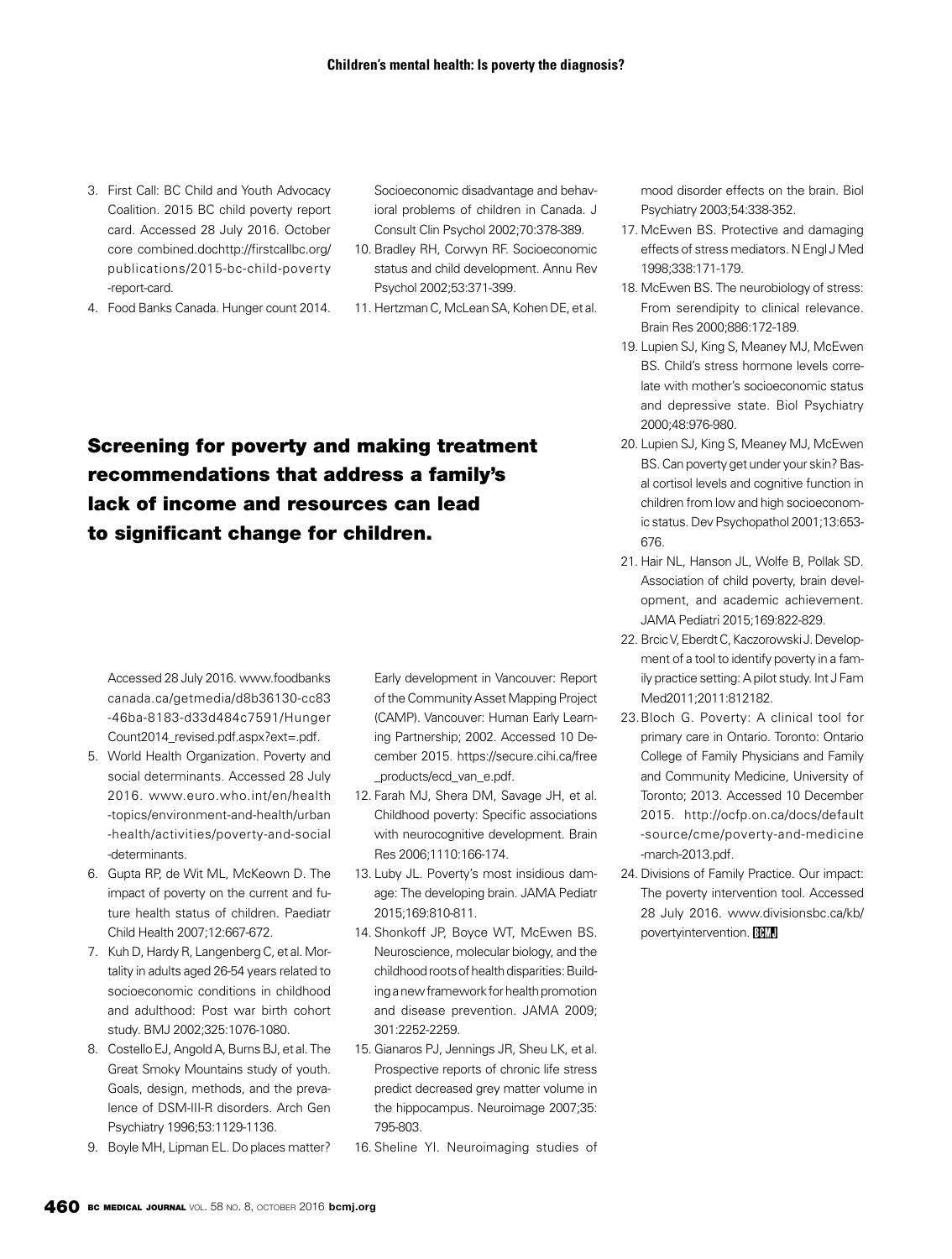3. First Call: BC Child and Youth Advocacy Coalition. 2015 BC child poverty report card. Accessed 28 July 2016. October core combined.dochttp://firstcallbc.org/publications/2015-bc-child-poverty-report-card.
4. Food Banks Canada. Hunger count 2014. Accessed 28 July 2016. www.foodbankscanada.ca/getmedia/d8b36130-cc83-46ba-8183-d33d484c7591/HungerCount2014_revised.pdf.aspx?ext=.pdf.
5. World Health Organization. Poverty and social determinants. Accessed 28 July 2016. www.euro.who.int/en/health-topics/environment-and-health/urban-health/activities/poverty-and-social-determinants.
6. Gupta RP, de Wit ML, McKeown D. The impact of poverty on the current and future health status of children. Paediatr Child Health 2007;12:667-672.
7. Kuh D, Hardy R, Langenberg C, et al. Mortality in adults aged 26-54 years related to socioeconomic conditions in childhood and adulthood: Post war birth cohort study. BMJ 2002;325:1076-1080.
8. Costello EJ, Angold A, Burns BJ, et al. The Great Smoky Mountains study of youth. Goals, design, methods, and the prevalence of DSM-III-R disorders. Arch Gen Psychiatry 1996;53:1129-1136.
9. Boyle MH, Lipman EL. Do places matter? Socioeconomic disadvantage and behavioral problems of children in Canada. J Consult Clin Psychol 2002;70:378-389.
10. Bradley RH, Corwyn RF. Socioeconomic status and child development. Annu Rev Psychol 2002;53:371-399.
11. Hertzman C, McLean SA, Kohen DE, et al. Early development in Vancouver: Report of the Community Asset Mapping Project (CAMP). Vancouver: Human Early Learning Partnership; 2002. Accessed 10 December 2015. https://secure.cihi.ca/free_products/ecd_van_e.pdf.
12. Farah MJ, Shera DM, Savage JH, et al. Childhood poverty: Specific associations with neurocognitive development. Brain Res 2006;1110:166-174.
13. Luby JL. Poverty's most insidious damage: The developing brain. JAMA Pediatr 2015;169:810-811.
14. Shonkoff JP, Boyce WT, McEwen BS. Neuroscience, molecular biology, and the childhood roots of health disparities: Building a new framework for health promotion and disease prevention. JAMA 2009;301:2252-2259.
15. Gianaros PJ, Jennings JR, Sheu LK, et al. Prospective reports of chronic life stress predict decreased grey matter volume in the hippocampus. Neuroimage 2007;35:795-803.
16. Sheline YI. Neuroimaging studies of mood disorder effects on the brain. Biol Psychiatry 2003;54:338-352.
17. McEwen BS. Protective and damaging effects of stress mediators. N Engl J Med 1998;338:171-179.
18. McEwen BS. The neurobiology of stress: From serendipity to clinical relevance. Brain Res 2000;886:172-189.
19. Lupien SJ, King S, Meaney MJ, McEwen BS. Child's stress hormone levels correlate with mother's socioeconomic status and depressive state. Biol Psychiatry 2000;48:976-980.
20. Lupien SJ, King S, Meaney MJ, McEwen BS. Can poverty get under your skin? Basal cortisol levels and cognitive function in children from low and high socioeconomic status. Dev Psychopathol 2001;13:653-676.
21. Hair NL, Hanson JL, Wolfe B, Pollak SD. Association of child poverty, brain development, and academic achievement. JAMA Pediatri 2015;169:822-829.
22. Brcic V, Eberdt C, Kaczorowski J. Development of a tool to identify poverty in a family practice setting: A pilot study. Int J Fam Med2011;2011:812182.
23. Bloch G. Poverty: A clinical tool for primary care in Ontario. Toronto: Ontario College of Family Physicians and Family and Community Medicine, University of Toronto; 2013. Accessed 10 December 2015. http://ocfp.on.ca/docs/default-source/cme/poverty-and-medicine-march-2013.pdf.
24. Divisions of Family Practice. Our impact: The poverty intervention tool. Accessed 28 July 2016. www.divisionsbc.ca/kb/povertyintervention.

**Screening for poverty and making treatment recommendations that address a family's lack of income and resources can lead to significant change for children.**